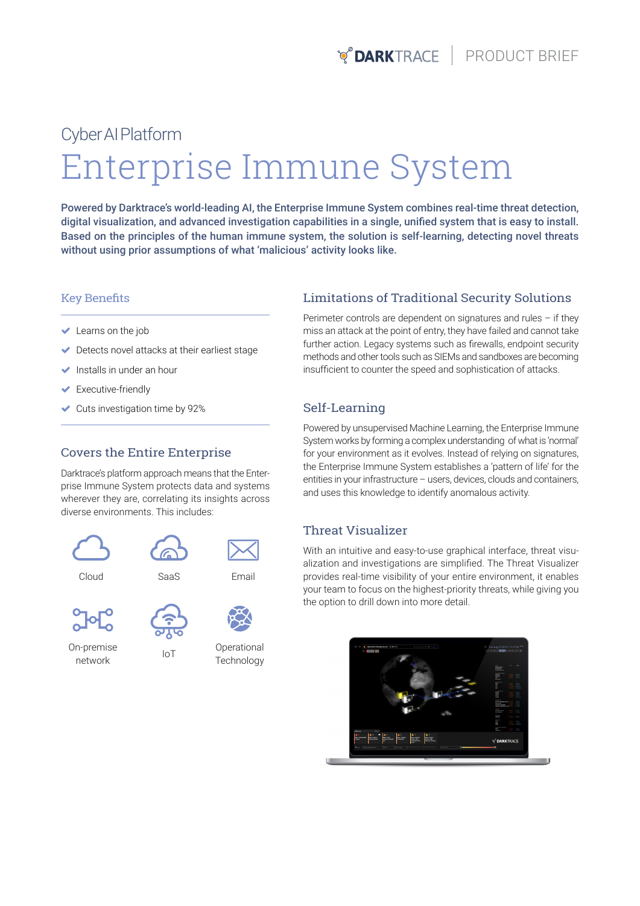DARKTRACE | PRODUCT BRIEF

Cyber AI Platform

# Enterprise Immune System

**Powered by Darktrace's world-leading AI, the Enterprise Immune System combines real-time threat detection, digital visualization, and advanced investigation capabilities in a single, unified system that is easy to install. Based on the principles of the human immune system, the solution is self-learning, detecting novel threats without using prior assumptions of what 'malicious' activity looks like.**

## Key Benefits

- Learns on the job
- Detects novel attacks at their earliest stage
- Installs in under an hour
- Executive-friendly
- Cuts investigation time by 92%

## Covers the Entire Enterprise

Darktrace's platform approach means that the Enterprise Immune System protects data and systems wherever they are, correlating its insights across diverse environments. This includes:

- Cloud
- SaaS
- Email
- On-premise network
- IoT
- Operational Technology

## Limitations of Traditional Security Solutions

Perimeter controls are dependent on signatures and rules – if they miss an attack at the point of entry, they have failed and cannot take further action. Legacy systems such as firewalls, endpoint security methods and other tools such as SIEMs and sandboxes are becoming insufficient to counter the speed and sophistication of attacks.

## Self-Learning

Powered by unsupervised Machine Learning, the Enterprise Immune System works by forming a complex understanding of what is 'normal' for your environment as it evolves. Instead of relying on signatures, the Enterprise Immune System establishes a 'pattern of life' for the entities in your infrastructure – users, devices, clouds and containers, and uses this knowledge to identify anomalous activity.

## Threat Visualizer

With an intuitive and easy-to-use graphical interface, threat visualization and investigations are simplified. The Threat Visualizer provides real-time visibility of your entire environment, it enables your team to focus on the highest-priority threats, while giving you the option to drill down into more detail.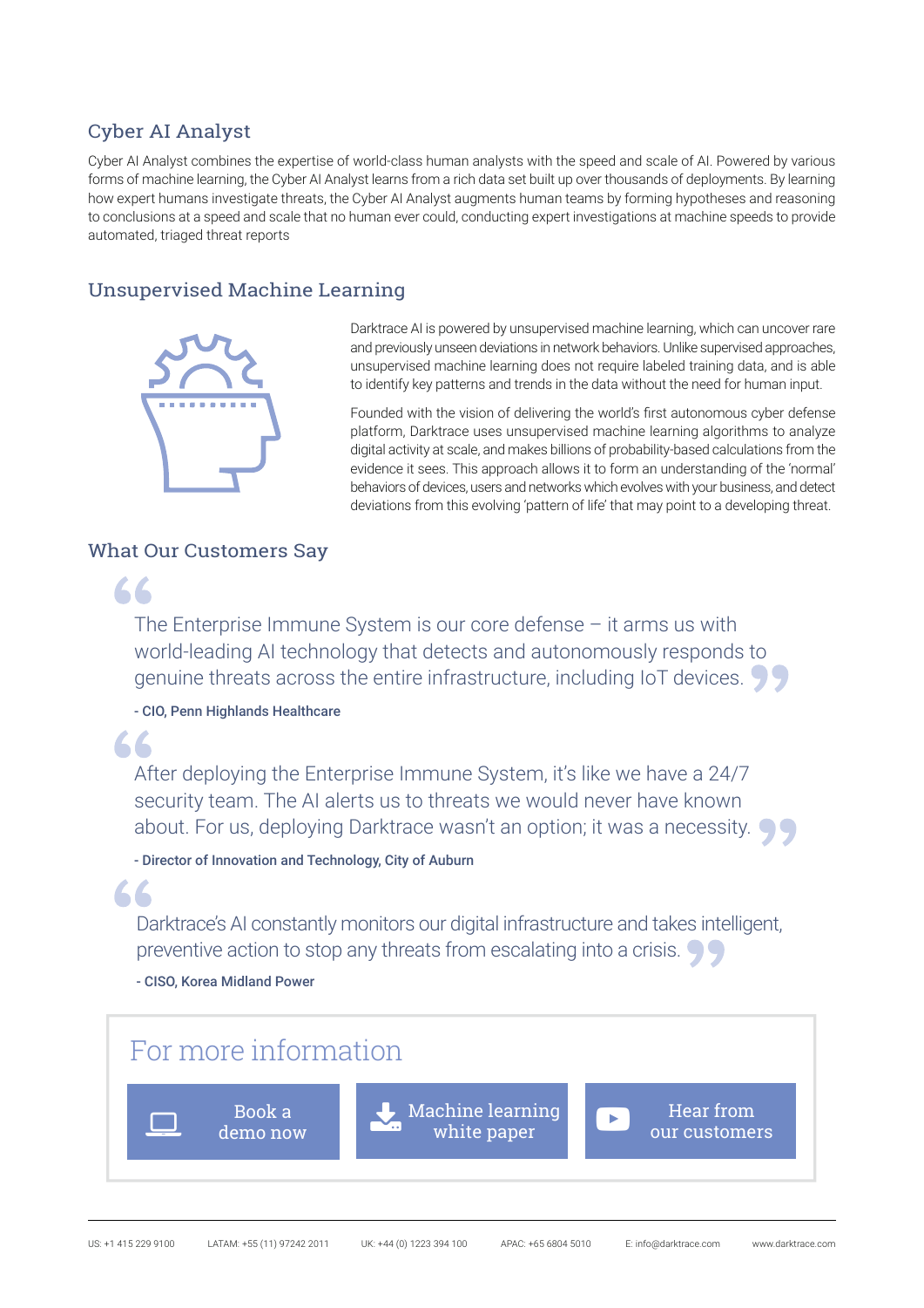## Cyber AI Analyst

Cyber AI Analyst combines the expertise of world-class human analysts with the speed and scale of AI. Powered by various forms of machine learning, the Cyber AI Analyst learns from a rich data set built up over thousands of deployments. By learning how expert humans investigate threats, the Cyber AI Analyst augments human teams by forming hypotheses and reasoning to conclusions at a speed and scale that no human ever could, conducting expert investigations at machine speeds to provide automated, triaged threat reports

## Unsupervised Machine Learning

Darktrace AI is powered by unsupervised machine learning, which can uncover rare and previously unseen deviations in network behaviors. Unlike supervised approaches, unsupervised machine learning does not require labeled training data, and is able to identify key patterns and trends in the data without the need for human input.

Founded with the vision of delivering the world's first autonomous cyber defense platform, Darktrace uses unsupervised machine learning algorithms to analyze digital activity at scale, and makes billions of probability-based calculations from the evidence it sees. This approach allows it to form an understanding of the 'normal' behaviors of devices, users and networks which evolves with your business, and detect deviations from this evolving 'pattern of life' that may point to a developing threat.

## What Our Customers Say

> The Enterprise Immune System is our core defense – it arms us with world-leading AI technology that detects and autonomously responds to genuine threats across the entire infrastructure, including IoT devices.

**- CIO, Penn Highlands Healthcare**

> After deploying the Enterprise Immune System, it's like we have a 24/7 security team. The AI alerts us to threats we would never have known about. For us, deploying Darktrace wasn't an option; it was a necessity.

**- Director of Innovation and Technology, City of Auburn**

> Darktrace's AI constantly monitors our digital infrastructure and takes intelligent, preventive action to stop any threats from escalating into a crisis.

**- CISO, Korea Midland Power**

## For more information

- Book a demo now
- Machine learning white paper
- Hear from our customers

US: +1 415 229 9100 | LATAM: +55 (11) 97242 2011 | UK: +44 (0) 1223 394 100 | APAC: +65 6804 5010 | E: info@darktrace.com | www.darktrace.com